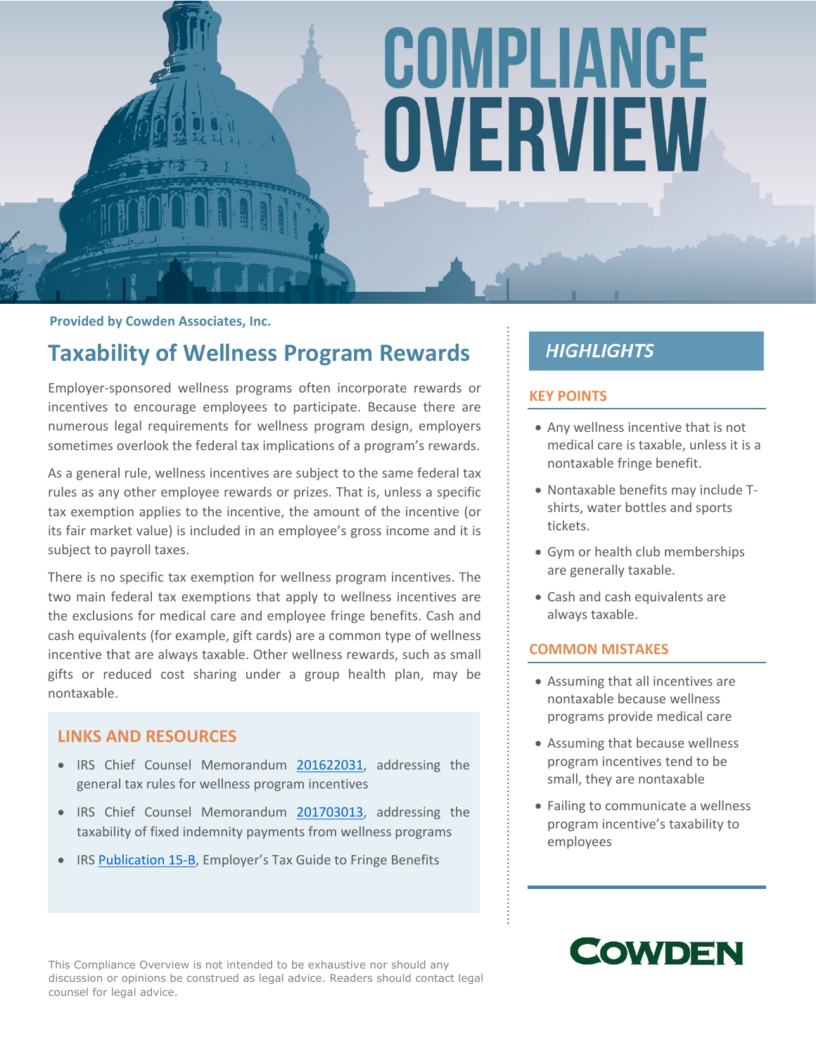# COMPLIANCE OVERVIEW

**Provided by Cowden Associates, Inc.**

## Taxability of Wellness Program Rewards

Employer-sponsored wellness programs often incorporate rewards or incentives to encourage employees to participate. Because there are numerous legal requirements for wellness program design, employers sometimes overlook the federal tax implications of a program's rewards.

As a general rule, wellness incentives are subject to the same federal tax rules as any other employee rewards or prizes. That is, unless a specific tax exemption applies to the incentive, the amount of the incentive (or its fair market value) is included in an employee's gross income and it is subject to payroll taxes.

There is no specific tax exemption for wellness program incentives. The two main federal tax exemptions that apply to wellness incentives are the exclusions for medical care and employee fringe benefits. Cash and cash equivalents (for example, gift cards) are a common type of wellness incentive that are always taxable. Other wellness rewards, such as small gifts or reduced cost sharing under a group health plan, may be nontaxable.

### LINKS AND RESOURCES

- IRS Chief Counsel Memorandum 201622031, addressing the general tax rules for wellness program incentives
- IRS Chief Counsel Memorandum 201703013, addressing the taxability of fixed indemnity payments from wellness programs
- IRS Publication 15-B, Employer's Tax Guide to Fringe Benefits

## HIGHLIGHTS

### KEY POINTS

- Any wellness incentive that is not medical care is taxable, unless it is a nontaxable fringe benefit.
- Nontaxable benefits may include T-shirts, water bottles and sports tickets.
- Gym or health club memberships are generally taxable.
- Cash and cash equivalents are always taxable.

### COMMON MISTAKES

- Assuming that all incentives are nontaxable because wellness programs provide medical care
- Assuming that because wellness program incentives tend to be small, they are nontaxable
- Failing to communicate a wellness program incentive's taxability to employees

This Compliance Overview is not intended to be exhaustive nor should any discussion or opinions be construed as legal advice. Readers should contact legal counsel for legal advice.

COWDEN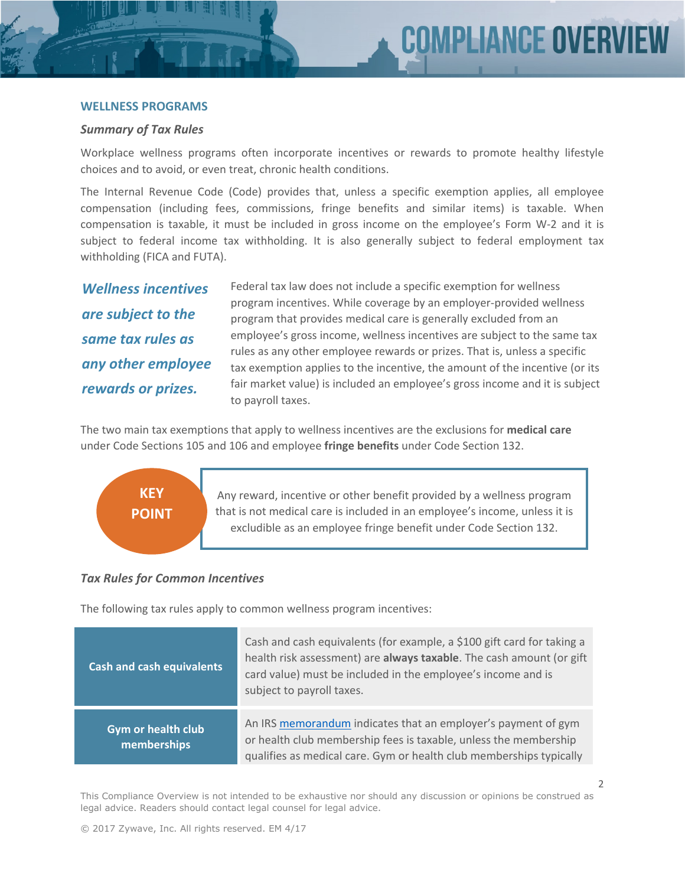## WELLNESS PROGRAMS

### *Summary of Tax Rules*

Workplace wellness programs often incorporate incentives or rewards to promote healthy lifestyle choices and to avoid, or even treat, chronic health conditions.

The Internal Revenue Code (Code) provides that, unless a specific exemption applies, all employee compensation (including fees, commissions, fringe benefits and similar items) is taxable. When compensation is taxable, it must be included in gross income on the employee's Form W-2 and it is subject to federal income tax withholding. It is also generally subject to federal employment tax withholding (FICA and FUTA).

***Wellness incentives are subject to the same tax rules as any other employee rewards or prizes.***

Federal tax law does not include a specific exemption for wellness program incentives. While coverage by an employer-provided wellness program that provides medical care is generally excluded from an employee's gross income, wellness incentives are subject to the same tax rules as any other employee rewards or prizes. That is, unless a specific tax exemption applies to the incentive, the amount of the incentive (or its fair market value) is included an employee's gross income and it is subject to payroll taxes.

The two main tax exemptions that apply to wellness incentives are the exclusions for **medical care** under Code Sections 105 and 106 and employee **fringe benefits** under Code Section 132.

**KEY POINT**

Any reward, incentive or other benefit provided by a wellness program that is not medical care is included in an employee's income, unless it is excludible as an employee fringe benefit under Code Section 132.

### *Tax Rules for Common Incentives*

The following tax rules apply to common wellness program incentives:

| | |
|---|---|
| **Cash and cash equivalents** | Cash and cash equivalents (for example, a $100 gift card for taking a health risk assessment) are **always taxable**. The cash amount (or gift card value) must be included in the employee's income and is subject to payroll taxes. |
| **Gym or health club memberships** | An IRS memorandum indicates that an employer's payment of gym or health club membership fees is taxable, unless the membership qualifies as medical care. Gym or health club memberships typically |

This Compliance Overview is not intended to be exhaustive nor should any discussion or opinions be construed as legal advice. Readers should contact legal counsel for legal advice.

© 2017 Zywave, Inc. All rights reserved. EM 4/17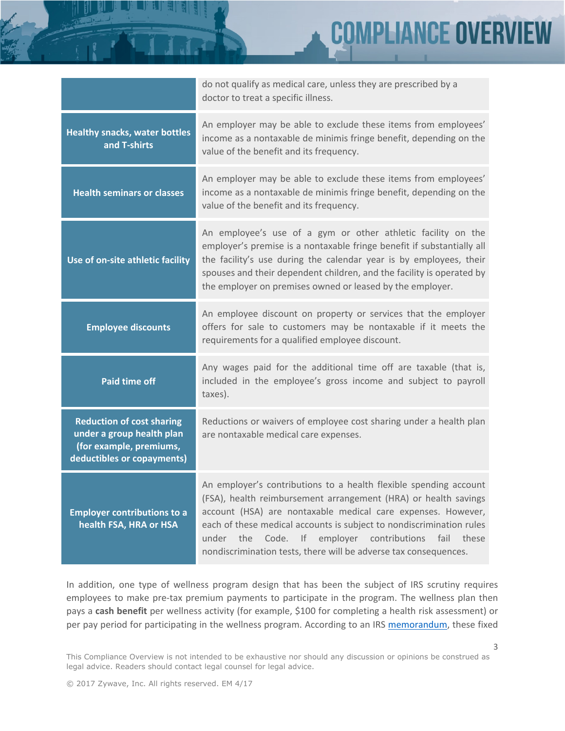| | |
|---|---|
| | do not qualify as medical care, unless they are prescribed by a doctor to treat a specific illness. |
| **Healthy snacks, water bottles and T-shirts** | An employer may be able to exclude these items from employees' income as a nontaxable de minimis fringe benefit, depending on the value of the benefit and its frequency. |
| **Health seminars or classes** | An employer may be able to exclude these items from employees' income as a nontaxable de minimis fringe benefit, depending on the value of the benefit and its frequency. |
| **Use of on-site athletic facility** | An employee's use of a gym or other athletic facility on the employer's premise is a nontaxable fringe benefit if substantially all the facility's use during the calendar year is by employees, their spouses and their dependent children, and the facility is operated by the employer on premises owned or leased by the employer. |
| **Employee discounts** | An employee discount on property or services that the employer offers for sale to customers may be nontaxable if it meets the requirements for a qualified employee discount. |
| **Paid time off** | Any wages paid for the additional time off are taxable (that is, included in the employee's gross income and subject to payroll taxes). |
| **Reduction of cost sharing under a group health plan (for example, premiums, deductibles or copayments)** | Reductions or waivers of employee cost sharing under a health plan are nontaxable medical care expenses. |
| **Employer contributions to a health FSA, HRA or HSA** | An employer's contributions to a health flexible spending account (FSA), health reimbursement arrangement (HRA) or health savings account (HSA) are nontaxable medical care expenses. However, each of these medical accounts is subject to nondiscrimination rules under the Code. If employer contributions fail these nondiscrimination tests, there will be adverse tax consequences. |

In addition, one type of wellness program design that has been the subject of IRS scrutiny requires employees to make pre-tax premium payments to participate in the program. The wellness plan then pays a **cash benefit** per wellness activity (for example, $100 for completing a health risk assessment) or per pay period for participating in the wellness program. According to an IRS memorandum, these fixed

This Compliance Overview is not intended to be exhaustive nor should any discussion or opinions be construed as legal advice. Readers should contact legal counsel for legal advice.

© 2017 Zywave, Inc. All rights reserved. EM 4/17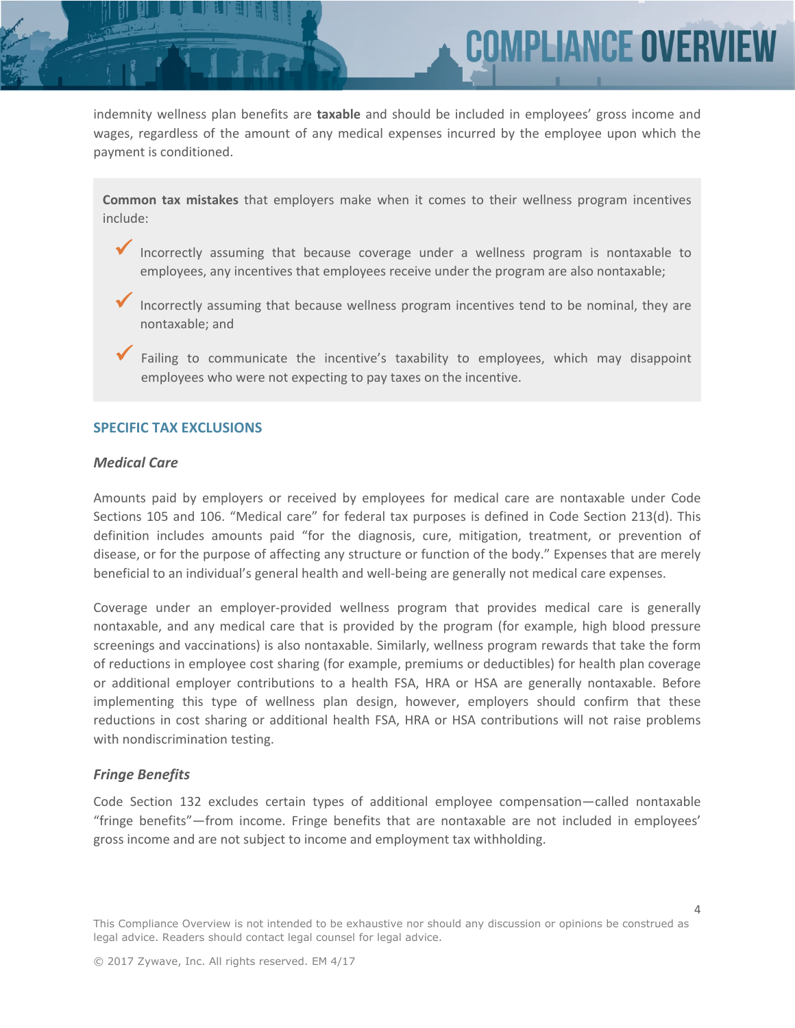indemnity wellness plan benefits are **taxable** and should be included in employees' gross income and wages, regardless of the amount of any medical expenses incurred by the employee upon which the payment is conditioned.

**Common tax mistakes** that employers make when it comes to their wellness program incentives include:

- ✓ Incorrectly assuming that because coverage under a wellness program is nontaxable to employees, any incentives that employees receive under the program are also nontaxable;
- ✓ Incorrectly assuming that because wellness program incentives tend to be nominal, they are nontaxable; and
- ✓ Failing to communicate the incentive's taxability to employees, which may disappoint employees who were not expecting to pay taxes on the incentive.

## SPECIFIC TAX EXCLUSIONS

### *Medical Care*

Amounts paid by employers or received by employees for medical care are nontaxable under Code Sections 105 and 106. "Medical care" for federal tax purposes is defined in Code Section 213(d). This definition includes amounts paid "for the diagnosis, cure, mitigation, treatment, or prevention of disease, or for the purpose of affecting any structure or function of the body." Expenses that are merely beneficial to an individual's general health and well-being are generally not medical care expenses.

Coverage under an employer-provided wellness program that provides medical care is generally nontaxable, and any medical care that is provided by the program (for example, high blood pressure screenings and vaccinations) is also nontaxable. Similarly, wellness program rewards that take the form of reductions in employee cost sharing (for example, premiums or deductibles) for health plan coverage or additional employer contributions to a health FSA, HRA or HSA are generally nontaxable. Before implementing this type of wellness plan design, however, employers should confirm that these reductions in cost sharing or additional health FSA, HRA or HSA contributions will not raise problems with nondiscrimination testing.

### *Fringe Benefits*

Code Section 132 excludes certain types of additional employee compensation—called nontaxable "fringe benefits"—from income. Fringe benefits that are nontaxable are not included in employees' gross income and are not subject to income and employment tax withholding.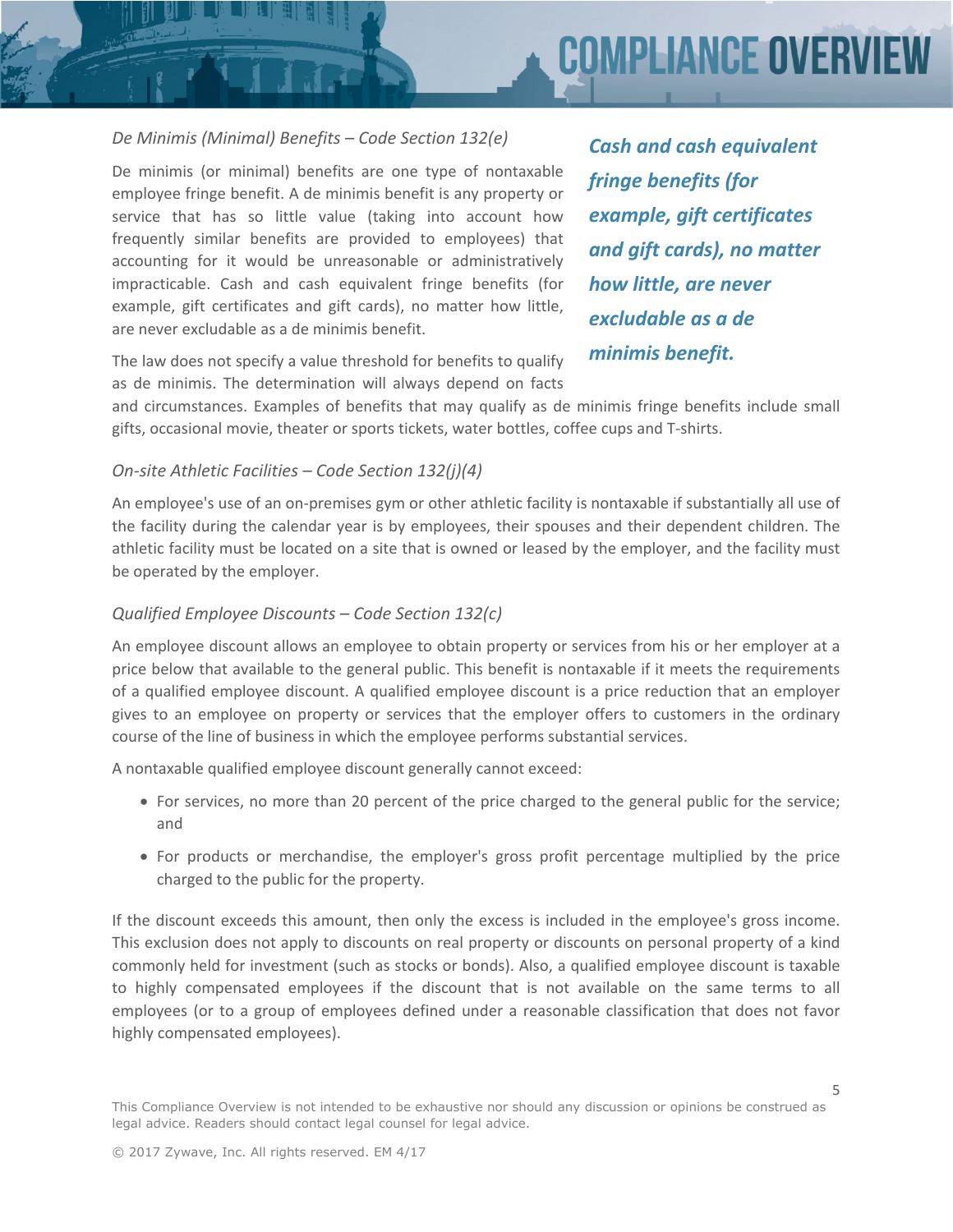### *De Minimis (Minimal) Benefits – Code Section 132(e)*

De minimis (or minimal) benefits are one type of nontaxable employee fringe benefit. A de minimis benefit is any property or service that has so little value (taking into account how frequently similar benefits are provided to employees) that accounting for it would be unreasonable or administratively impracticable. Cash and cash equivalent fringe benefits (for example, gift certificates and gift cards), no matter how little, are never excludable as a de minimis benefit.

***Cash and cash equivalent fringe benefits (for example, gift certificates and gift cards), no matter how little, are never excludable as a de minimis benefit.***

The law does not specify a value threshold for benefits to qualify as de minimis. The determination will always depend on facts and circumstances. Examples of benefits that may qualify as de minimis fringe benefits include small gifts, occasional movie, theater or sports tickets, water bottles, coffee cups and T-shirts.

### *On-site Athletic Facilities – Code Section 132(j)(4)*

An employee's use of an on-premises gym or other athletic facility is nontaxable if substantially all use of the facility during the calendar year is by employees, their spouses and their dependent children. The athletic facility must be located on a site that is owned or leased by the employer, and the facility must be operated by the employer.

### *Qualified Employee Discounts – Code Section 132(c)*

An employee discount allows an employee to obtain property or services from his or her employer at a price below that available to the general public. This benefit is nontaxable if it meets the requirements of a qualified employee discount. A qualified employee discount is a price reduction that an employer gives to an employee on property or services that the employer offers to customers in the ordinary course of the line of business in which the employee performs substantial services.

A nontaxable qualified employee discount generally cannot exceed:

- For services, no more than 20 percent of the price charged to the general public for the service; and
- For products or merchandise, the employer's gross profit percentage multiplied by the price charged to the public for the property.

If the discount exceeds this amount, then only the excess is included in the employee's gross income. This exclusion does not apply to discounts on real property or discounts on personal property of a kind commonly held for investment (such as stocks or bonds). Also, a qualified employee discount is taxable to highly compensated employees if the discount that is not available on the same terms to all employees (or to a group of employees defined under a reasonable classification that does not favor highly compensated employees).

This Compliance Overview is not intended to be exhaustive nor should any discussion or opinions be construed as legal advice. Readers should contact legal counsel for legal advice.

© 2017 Zywave, Inc. All rights reserved. EM 4/17